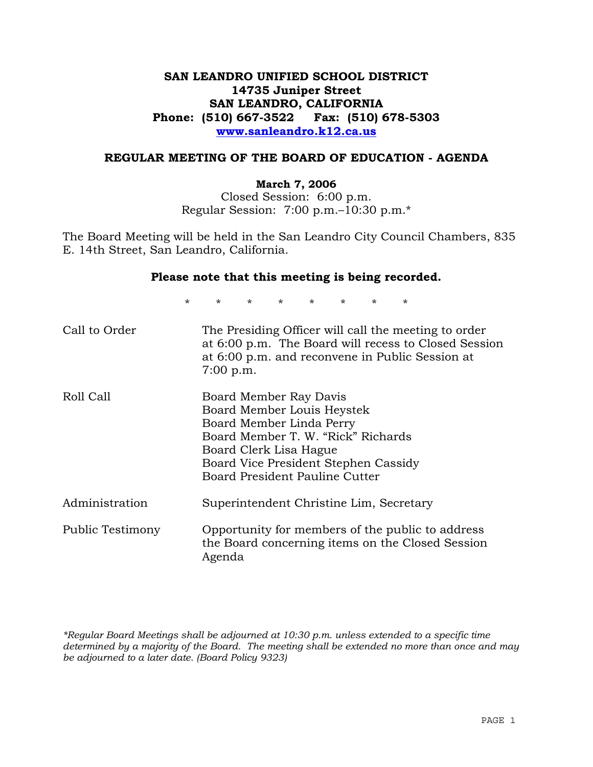**SAN LEANDRO UNIFIED SCHOOL DISTRICT**
**14735 Juniper Street**
**SAN LEANDRO, CALIFORNIA**
**Phone: (510) 667-3522 Fax: (510) 678-5303**
**www.sanleandro.k12.ca.us**

## REGULAR MEETING OF THE BOARD OF EDUCATION - AGENDA

**March 7, 2006**
Closed Session: 6:00 p.m.
Regular Session: 7:00 p.m.–10:30 p.m.*

The Board Meeting will be held in the San Leandro City Council Chambers, 835 E. 14th Street, San Leandro, California.

**Please note that this meeting is being recorded.**

\* \* \* \* \* \* \* \*

| | |
|---|---|
| Call to Order | The Presiding Officer will call the meeting to order at 6:00 p.m. The Board will recess to Closed Session at 6:00 p.m. and reconvene in Public Session at 7:00 p.m. |
| Roll Call | Board Member Ray Davis<br>Board Member Louis Heystek<br>Board Member Linda Perry<br>Board Member T. W. "Rick" Richards<br>Board Clerk Lisa Hague<br>Board Vice President Stephen Cassidy<br>Board President Pauline Cutter |
| Administration | Superintendent Christine Lim, Secretary |
| Public Testimony | Opportunity for members of the public to address the Board concerning items on the Closed Session Agenda |

*\*Regular Board Meetings shall be adjourned at 10:30 p.m. unless extended to a specific time determined by a majority of the Board. The meeting shall be extended no more than once and may be adjourned to a later date. (Board Policy 9323)*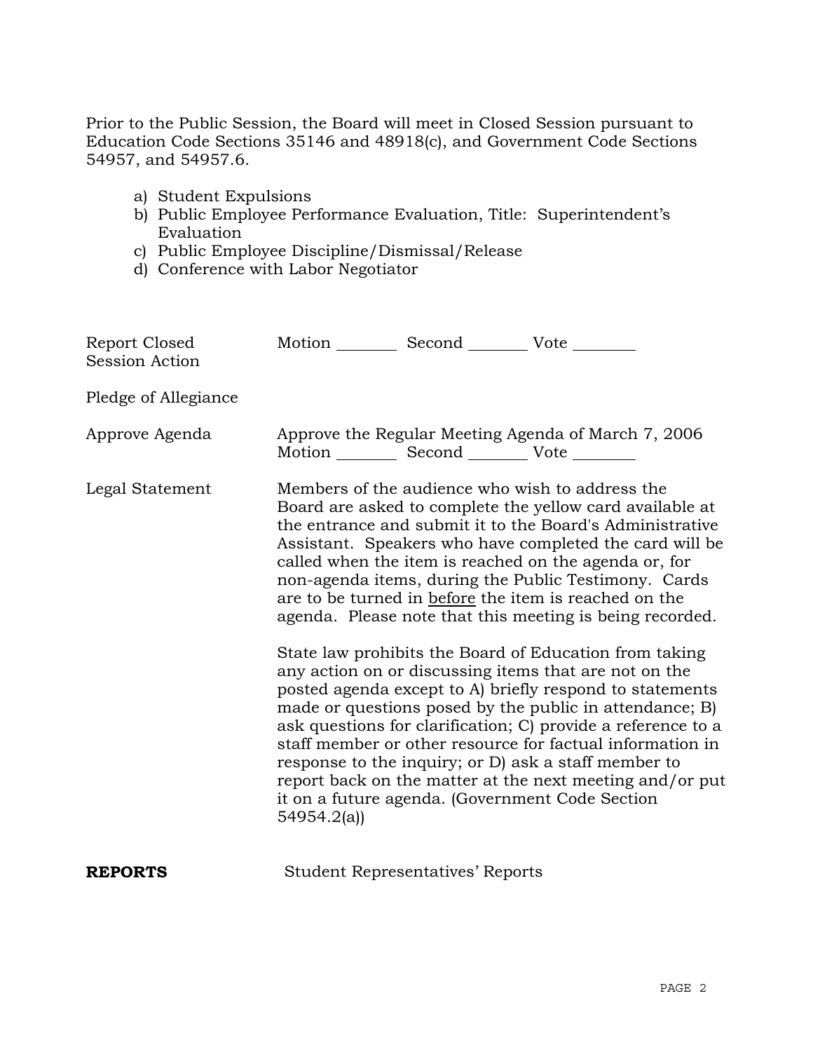Prior to the Public Session, the Board will meet in Closed Session pursuant to Education Code Sections 35146 and 48918(c), and Government Code Sections 54957, and 54957.6.

a) Student Expulsions
b) Public Employee Performance Evaluation, Title: Superintendent's Evaluation
c) Public Employee Discipline/Dismissal/Release
d) Conference with Labor Negotiator

Report Closed Session Action — Motion ________ Second ________ Vote ________

Pledge of Allegiance

Approve Agenda — Approve the Regular Meeting Agenda of March 7, 2006
Motion ________ Second ________ Vote ________

Legal Statement — Members of the audience who wish to address the Board are asked to complete the yellow card available at the entrance and submit it to the Board's Administrative Assistant. Speakers who have completed the card will be called when the item is reached on the agenda or, for non-agenda items, during the Public Testimony. Cards are to be turned in <u>before</u> the item is reached on the agenda. Please note that this meeting is being recorded.

State law prohibits the Board of Education from taking any action on or discussing items that are not on the posted agenda except to A) briefly respond to statements made or questions posed by the public in attendance; B) ask questions for clarification; C) provide a reference to a staff member or other resource for factual information in response to the inquiry; or D) ask a staff member to report back on the matter at the next meeting and/or put it on a future agenda. (Government Code Section 54954.2(a))

**REPORTS** — Student Representatives' Reports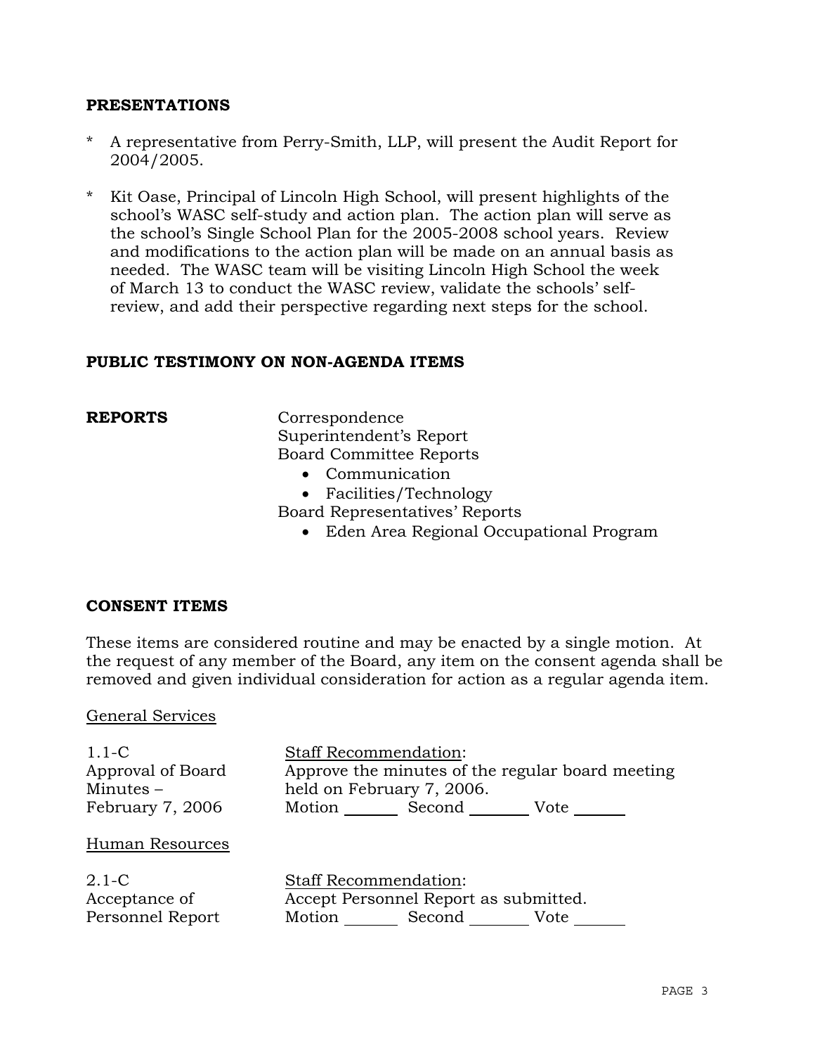**PRESENTATIONS**

\* A representative from Perry-Smith, LLP, will present the Audit Report for 2004/2005.

\* Kit Oase, Principal of Lincoln High School, will present highlights of the school's WASC self-study and action plan. The action plan will serve as the school's Single School Plan for the 2005-2008 school years. Review and modifications to the action plan will be made on an annual basis as needed. The WASC team will be visiting Lincoln High School the week of March 13 to conduct the WASC review, validate the schools' self-review, and add their perspective regarding next steps for the school.

**PUBLIC TESTIMONY ON NON-AGENDA ITEMS**

**REPORTS**

Correspondence
Superintendent's Report
Board Committee Reports

- Communication
- Facilities/Technology

Board Representatives' Reports

- Eden Area Regional Occupational Program

**CONSENT ITEMS**

These items are considered routine and may be enacted by a single motion. At the request of any member of the Board, any item on the consent agenda shall be removed and given individual consideration for action as a regular agenda item.

General Services

1.1-C
Approval of Board Minutes – February 7, 2006

Staff Recommendation:
Approve the minutes of the regular board meeting held on February 7, 2006.
Motion ______ Second ______ Vote ______

Human Resources

2.1-C
Acceptance of Personnel Report

Staff Recommendation:
Accept Personnel Report as submitted.
Motion ______ Second ______ Vote ______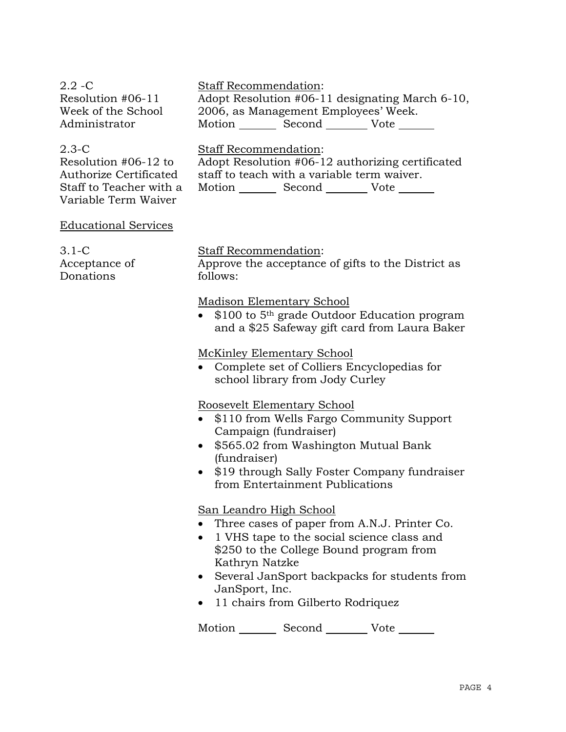2.2 -C
Resolution #06-11
Week of the School
Administrator

Staff Recommendation:
Adopt Resolution #06-11 designating March 6-10, 2006, as Management Employees' Week.
Motion _______ Second _______ Vote _______

2.3-C
Resolution #06-12 to
Authorize Certificated
Staff to Teacher with a
Variable Term Waiver

Staff Recommendation:
Adopt Resolution #06-12 authorizing certificated staff to teach with a variable term waiver.
Motion _______ Second _______ Vote _______

Educational Services

3.1-C
Acceptance of
Donations

Staff Recommendation:
Approve the acceptance of gifts to the District as follows:

Madison Elementary School

- $100 to 5th grade Outdoor Education program and a $25 Safeway gift card from Laura Baker

McKinley Elementary School

- Complete set of Colliers Encyclopedias for school library from Jody Curley

Roosevelt Elementary School

- $110 from Wells Fargo Community Support Campaign (fundraiser)
- $565.02 from Washington Mutual Bank (fundraiser)
- $19 through Sally Foster Company fundraiser from Entertainment Publications

San Leandro High School

- Three cases of paper from A.N.J. Printer Co.
- 1 VHS tape to the social science class and $250 to the College Bound program from Kathryn Natzke
- Several JanSport backpacks for students from JanSport, Inc.
- 11 chairs from Gilberto Rodriquez

Motion _______ Second _______ Vote _______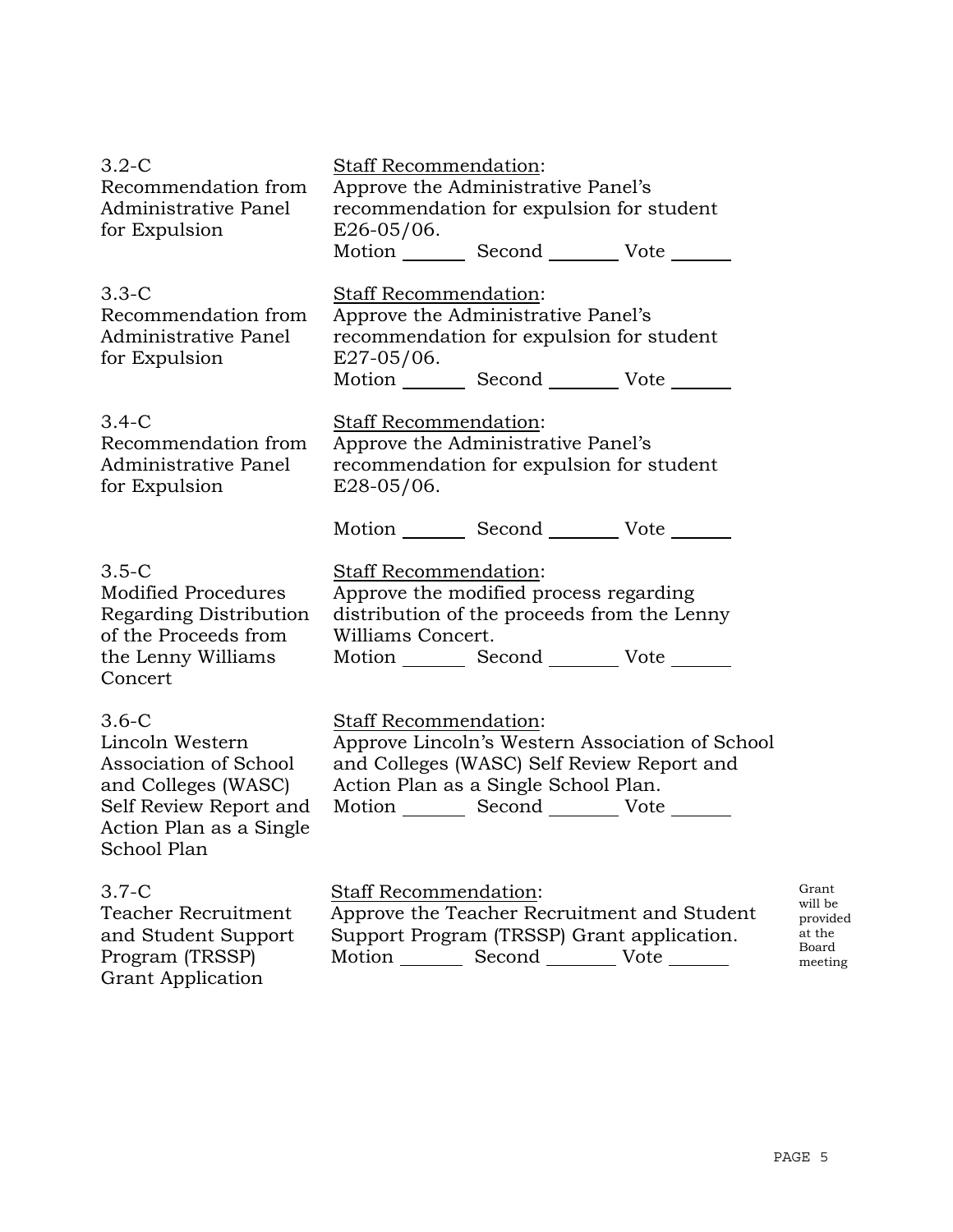3.2-C
Recommendation from Administrative Panel for Expulsion

Staff Recommendation:
Approve the Administrative Panel's recommendation for expulsion for student E26-05/06.
Motion _______ Second _______ Vote _______

3.3-C
Recommendation from Administrative Panel for Expulsion

Staff Recommendation:
Approve the Administrative Panel's recommendation for expulsion for student E27-05/06.
Motion _______ Second _______ Vote _______

3.4-C
Recommendation from Administrative Panel for Expulsion

Staff Recommendation:
Approve the Administrative Panel's recommendation for expulsion for student E28-05/06.

Motion _______ Second _______ Vote _______

3.5-C
Modified Procedures Regarding Distribution of the Proceeds from the Lenny Williams Concert

Staff Recommendation:
Approve the modified process regarding distribution of the proceeds from the Lenny Williams Concert.
Motion _______ Second _______ Vote _______

3.6-C
Lincoln Western Association of School and Colleges (WASC) Self Review Report and Action Plan as a Single School Plan

Staff Recommendation:
Approve Lincoln's Western Association of School and Colleges (WASC) Self Review Report and Action Plan as a Single School Plan.
Motion _______ Second _______ Vote _______

3.7-C
Teacher Recruitment and Student Support Program (TRSSP) Grant Application

Staff Recommendation:
Approve the Teacher Recruitment and Student Support Program (TRSSP) Grant application.
Motion _______ Second _______ Vote _______

Grant will be provided at the Board meeting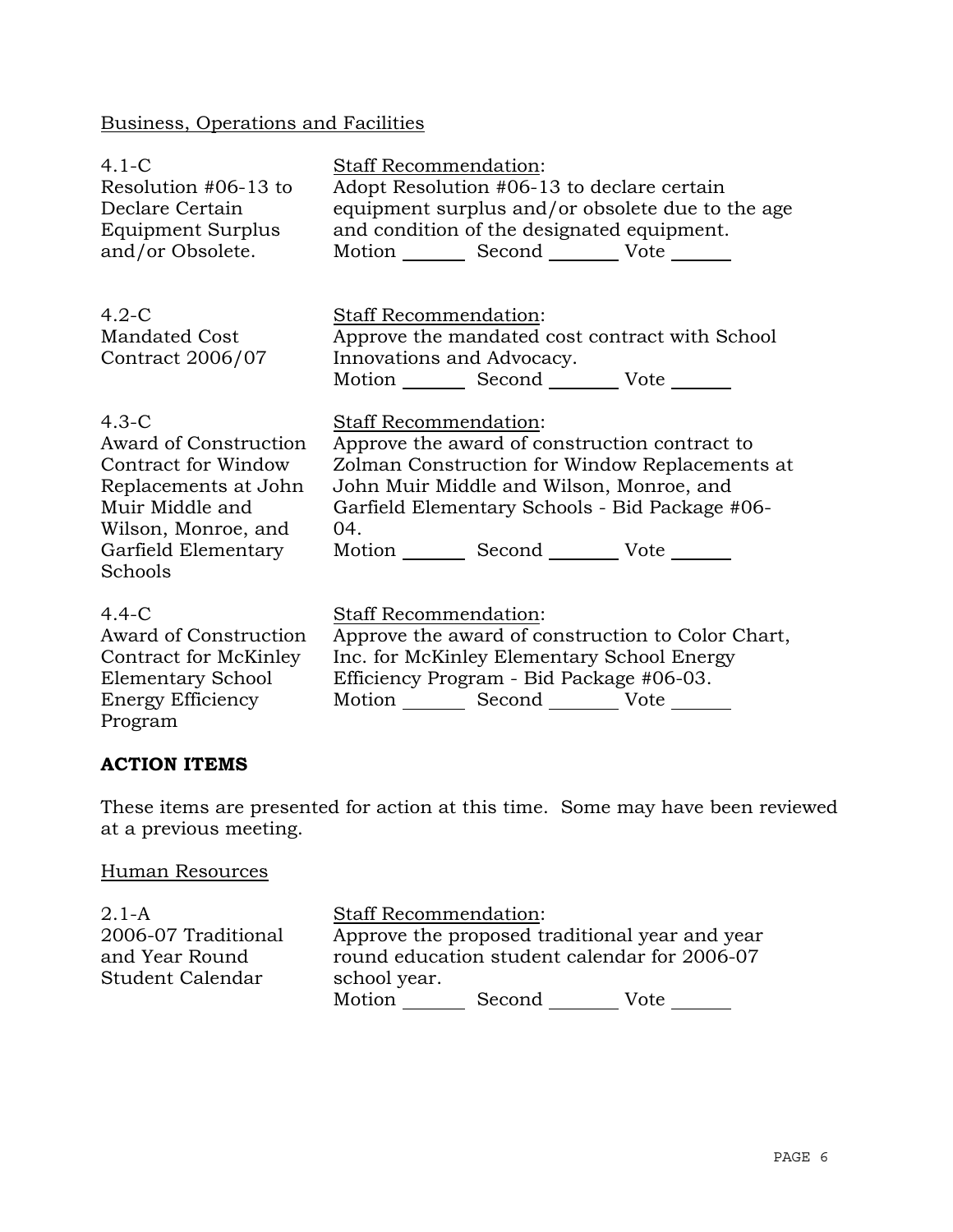Business, Operations and Facilities

| | |
|---|---|
| 4.1-C<br>Resolution #06-13 to Declare Certain Equipment Surplus and/or Obsolete. | Staff Recommendation:<br>Adopt Resolution #06-13 to declare certain equipment surplus and/or obsolete due to the age and condition of the designated equipment.<br>Motion _______ Second _______ Vote _______ |
| 4.2-C<br>Mandated Cost Contract 2006/07 | Staff Recommendation:<br>Approve the mandated cost contract with School Innovations and Advocacy.<br>Motion _______ Second _______ Vote _______ |
| 4.3-C<br>Award of Construction Contract for Window Replacements at John Muir Middle and Wilson, Monroe, and Garfield Elementary Schools | Staff Recommendation:<br>Approve the award of construction contract to Zolman Construction for Window Replacements at John Muir Middle and Wilson, Monroe, and Garfield Elementary Schools - Bid Package #06-04.<br>Motion _______ Second _______ Vote _______ |
| 4.4-C<br>Award of Construction Contract for McKinley Elementary School Energy Efficiency Program | Staff Recommendation:<br>Approve the award of construction to Color Chart, Inc. for McKinley Elementary School Energy Efficiency Program - Bid Package #06-03.<br>Motion _______ Second _______ Vote _______ |

**ACTION ITEMS**

These items are presented for action at this time. Some may have been reviewed at a previous meeting.

Human Resources

| | |
|---|---|
| 2.1-A<br>2006-07 Traditional and Year Round Student Calendar | Staff Recommendation:<br>Approve the proposed traditional year and year round education student calendar for 2006-07 school year.<br>Motion _______ Second _______ Vote _______ |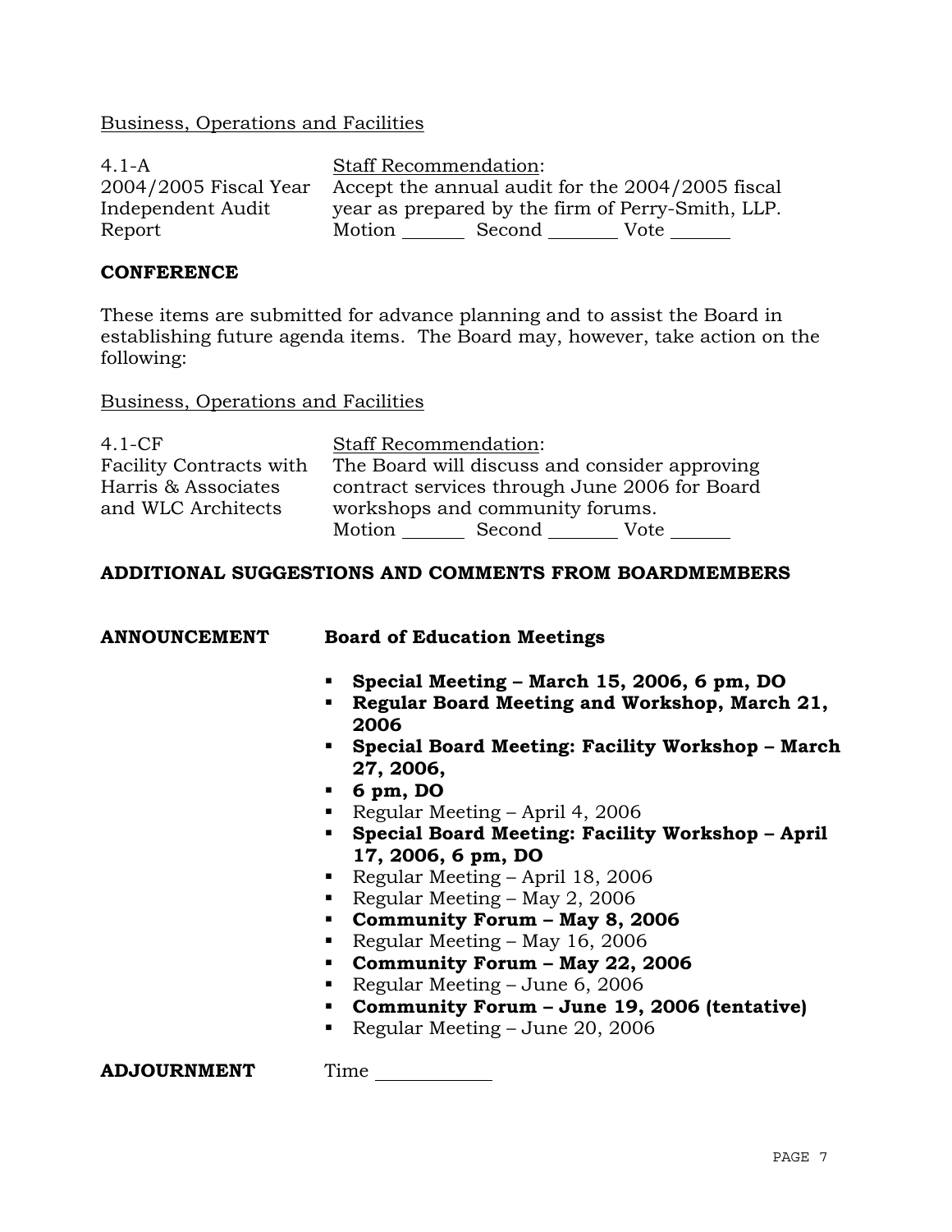Business, Operations and Facilities

| | |
|---|---|
| 4.1-A<br>2004/2005 Fiscal Year Independent Audit Report | Staff Recommendation:<br>Accept the annual audit for the 2004/2005 fiscal year as prepared by the firm of Perry-Smith, LLP.<br>Motion ______ Second _______ Vote ______ |

**CONFERENCE**

These items are submitted for advance planning and to assist the Board in establishing future agenda items. The Board may, however, take action on the following:

Business, Operations and Facilities

| | |
|---|---|
| 4.1-CF<br>Facility Contracts with Harris & Associates and WLC Architects | Staff Recommendation:<br>The Board will discuss and consider approving contract services through June 2006 for Board workshops and community forums.<br>Motion ______ Second _______ Vote ______ |

**ADDITIONAL SUGGESTIONS AND COMMENTS FROM BOARDMEMBERS**

**ANNOUNCEMENT** **Board of Education Meetings**

- **Special Meeting – March 15, 2006, 6 pm, DO**
- **Regular Board Meeting and Workshop, March 21, 2006**
- **Special Board Meeting: Facility Workshop – March 27, 2006,**
- **6 pm, DO**
- Regular Meeting – April 4, 2006
- **Special Board Meeting: Facility Workshop – April 17, 2006, 6 pm, DO**
- Regular Meeting – April 18, 2006
- Regular Meeting – May 2, 2006
- **Community Forum – May 8, 2006**
- Regular Meeting – May 16, 2006
- **Community Forum – May 22, 2006**
- Regular Meeting – June 6, 2006
- **Community Forum – June 19, 2006 (tentative)**
- Regular Meeting – June 20, 2006

**ADJOURNMENT** Time ____________